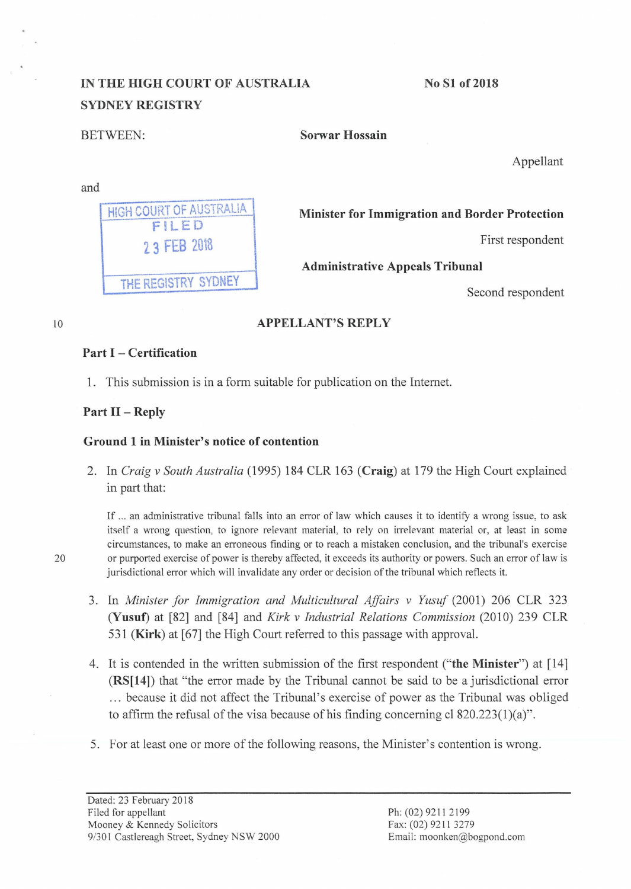IN THE HIGH COURT OF AUSTRALIA
SYDNEY REGISTRY

No S1 of 2018

BETWEEN: **Sorwar Hossain**

Appellant

and

HIGH COURT OF AUSTRALIA
FILED
23 FEB 2018
THE REGISTRY SYDNEY

**Minister for Immigration and Border Protection**

First respondent

**Administrative Appeals Tribunal**

Second respondent

## APPELLANT'S REPLY

### Part I – Certification

1. This submission is in a form suitable for publication on the Internet.

### Part II – Reply

#### Ground 1 in Minister's notice of contention

2. In *Craig v South Australia* (1995) 184 CLR 163 (**Craig**) at 179 the High Court explained in part that:

> If ... an administrative tribunal falls into an error of law which causes it to identify a wrong issue, to ask itself a wrong question, to ignore relevant material, to rely on irrelevant material or, at least in some circumstances, to make an erroneous finding or to reach a mistaken conclusion, and the tribunal's exercise or purported exercise of power is thereby affected, it exceeds its authority or powers. Such an error of law is jurisdictional error which will invalidate any order or decision of the tribunal which reflects it.

3. In *Minister for Immigration and Multicultural Affairs v Yusuf* (2001) 206 CLR 323 (**Yusuf**) at [82] and [84] and *Kirk v Industrial Relations Commission* (2010) 239 CLR 531 (**Kirk**) at [67] the High Court referred to this passage with approval.

4. It is contended in the written submission of the first respondent ("**the Minister**") at [14] (**RS[14]**) that "the error made by the Tribunal cannot be said to be a jurisdictional error ... because it did not affect the Tribunal's exercise of power as the Tribunal was obliged to affirm the refusal of the visa because of his finding concerning cl 820.223(1)(a)".

5. For at least one or more of the following reasons, the Minister's contention is wrong.

Dated: 23 February 2018
Filed for appellant
Mooney & Kennedy Solicitors
9/301 Castlereagh Street, Sydney NSW 2000

Ph: (02) 9211 2199
Fax: (02) 9211 3279
Email: moonken@bogpond.com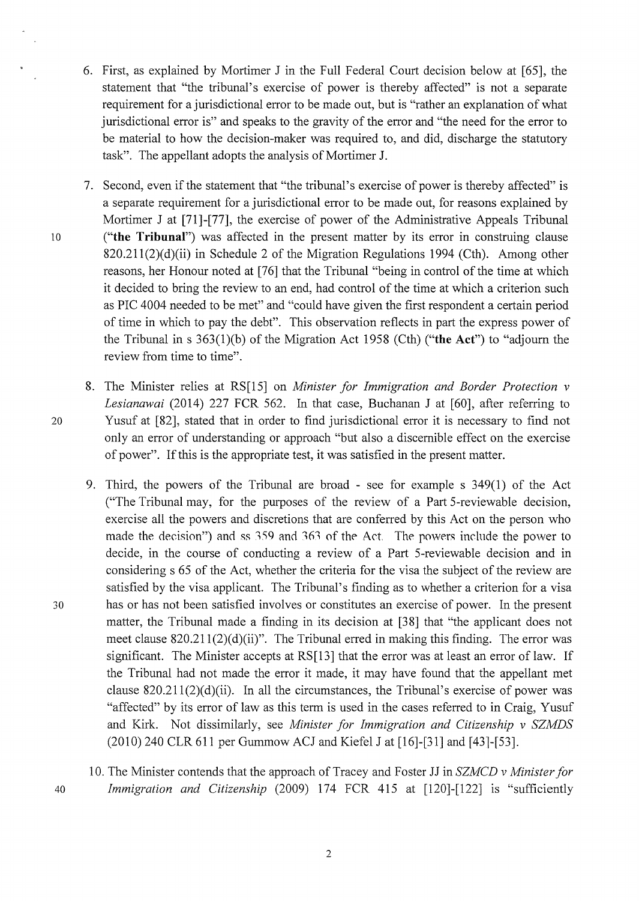6. First, as explained by Mortimer J in the Full Federal Court decision below at [65], the statement that "the tribunal's exercise of power is thereby affected" is not a separate requirement for a jurisdictional error to be made out, but is "rather an explanation of what jurisdictional error is" and speaks to the gravity of the error and "the need for the error to be material to how the decision-maker was required to, and did, discharge the statutory task". The appellant adopts the analysis of Mortimer J.

7. Second, even if the statement that "the tribunal's exercise of power is thereby affected" is a separate requirement for a jurisdictional error to be made out, for reasons explained by Mortimer J at [71]-[77], the exercise of power of the Administrative Appeals Tribunal (**"the Tribunal"**) was affected in the present matter by its error in construing clause 820.211(2)(d)(ii) in Schedule 2 of the Migration Regulations 1994 (Cth). Among other reasons, her Honour noted at [76] that the Tribunal "being in control of the time at which it decided to bring the review to an end, had control of the time at which a criterion such as PIC 4004 needed to be met" and "could have given the first respondent a certain period of time in which to pay the debt". This observation reflects in part the express power of the Tribunal in s 363(1)(b) of the Migration Act 1958 (Cth) (**"the Act"**) to "adjourn the review from time to time".

8. The Minister relies at RS[15] on *Minister for Immigration and Border Protection v Lesianawai* (2014) 227 FCR 562. In that case, Buchanan J at [60], after referring to Yusuf at [82], stated that in order to find jurisdictional error it is necessary to find not only an error of understanding or approach "but also a discernible effect on the exercise of power". If this is the appropriate test, it was satisfied in the present matter.

9. Third, the powers of the Tribunal are broad - see for example s 349(1) of the Act ("The Tribunal may, for the purposes of the review of a Part 5-reviewable decision, exercise all the powers and discretions that are conferred by this Act on the person who made the decision") and ss 359 and 363 of the Act. The powers include the power to decide, in the course of conducting a review of a Part 5-reviewable decision and in considering s 65 of the Act, whether the criteria for the visa the subject of the review are satisfied by the visa applicant. The Tribunal's finding as to whether a criterion for a visa has or has not been satisfied involves or constitutes an exercise of power. In the present matter, the Tribunal made a finding in its decision at [38] that "the applicant does not meet clause 820.211(2)(d)(ii)". The Tribunal erred in making this finding. The error was significant. The Minister accepts at RS[13] that the error was at least an error of law. If the Tribunal had not made the error it made, it may have found that the appellant met clause 820.211(2)(d)(ii). In all the circumstances, the Tribunal's exercise of power was "affected" by its error of law as this term is used in the cases referred to in Craig, Yusuf and Kirk. Not dissimilarly, see *Minister for Immigration and Citizenship v SZMDS* (2010) 240 CLR 611 per Gummow ACJ and Kiefel J at [16]-[31] and [43]-[53].

10. The Minister contends that the approach of Tracey and Foster JJ in *SZMCD v Minister for Immigration and Citizenship* (2009) 174 FCR 415 at [120]-[122] is "sufficiently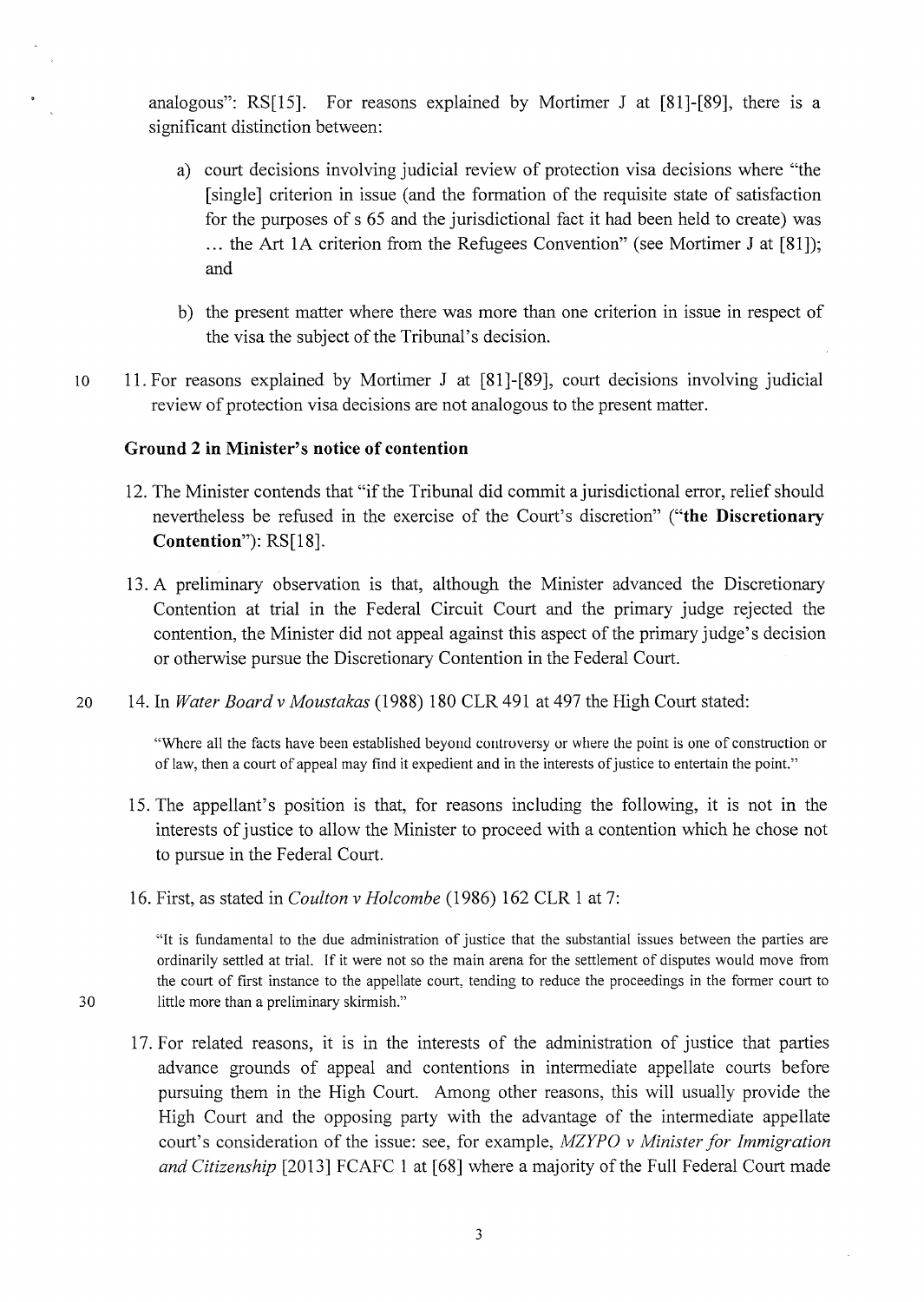analogous": RS[15]. For reasons explained by Mortimer J at [81]-[89], there is a significant distinction between:

a) court decisions involving judicial review of protection visa decisions where "the [single] criterion in issue (and the formation of the requisite state of satisfaction for the purposes of s 65 and the jurisdictional fact it had been held to create) was … the Art 1A criterion from the Refugees Convention" (see Mortimer J at [81]); and

b) the present matter where there was more than one criterion in issue in respect of the visa the subject of the Tribunal's decision.

11. For reasons explained by Mortimer J at [81]-[89], court decisions involving judicial review of protection visa decisions are not analogous to the present matter.

### Ground 2 in Minister's notice of contention

12. The Minister contends that "if the Tribunal did commit a jurisdictional error, relief should nevertheless be refused in the exercise of the Court's discretion" ("**the Discretionary Contention**"): RS[18].

13. A preliminary observation is that, although the Minister advanced the Discretionary Contention at trial in the Federal Circuit Court and the primary judge rejected the contention, the Minister did not appeal against this aspect of the primary judge's decision or otherwise pursue the Discretionary Contention in the Federal Court.

14. In *Water Board v Moustakas* (1988) 180 CLR 491 at 497 the High Court stated:

> "Where all the facts have been established beyond controversy or where the point is one of construction or of law, then a court of appeal may find it expedient and in the interests of justice to entertain the point."

15. The appellant's position is that, for reasons including the following, it is not in the interests of justice to allow the Minister to proceed with a contention which he chose not to pursue in the Federal Court.

16. First, as stated in *Coulton v Holcombe* (1986) 162 CLR 1 at 7:

> "It is fundamental to the due administration of justice that the substantial issues between the parties are ordinarily settled at trial. If it were not so the main arena for the settlement of disputes would move from the court of first instance to the appellate court, tending to reduce the proceedings in the former court to little more than a preliminary skirmish."

17. For related reasons, it is in the interests of the administration of justice that parties advance grounds of appeal and contentions in intermediate appellate courts before pursuing them in the High Court. Among other reasons, this will usually provide the High Court and the opposing party with the advantage of the intermediate appellate court's consideration of the issue: see, for example, *MZYPO v Minister for Immigration and Citizenship* [2013] FCAFC 1 at [68] where a majority of the Full Federal Court made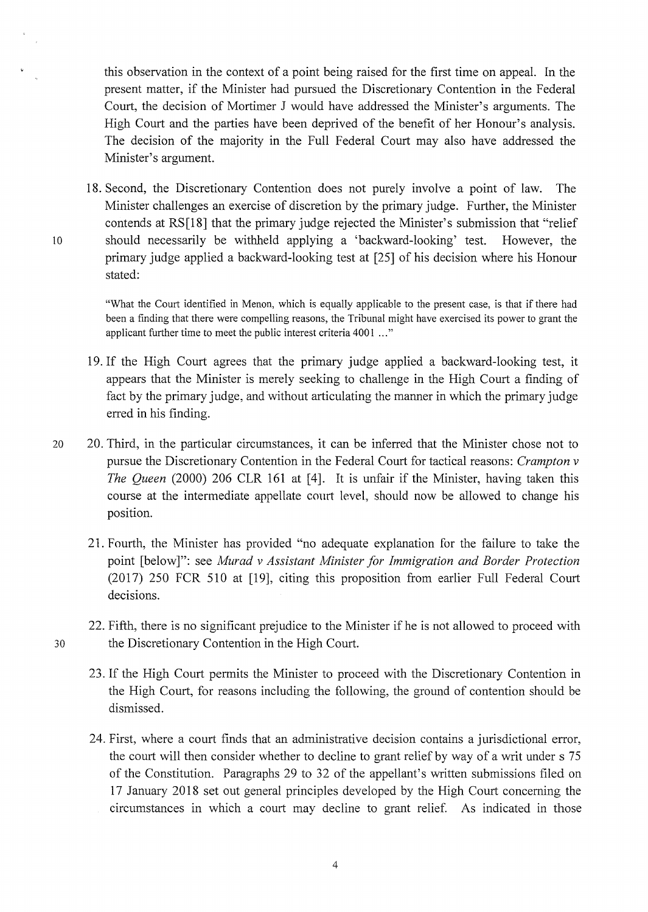this observation in the context of a point being raised for the first time on appeal. In the present matter, if the Minister had pursued the Discretionary Contention in the Federal Court, the decision of Mortimer J would have addressed the Minister's arguments. The High Court and the parties have been deprived of the benefit of her Honour's analysis. The decision of the majority in the Full Federal Court may also have addressed the Minister's argument.

18. Second, the Discretionary Contention does not purely involve a point of law. The Minister challenges an exercise of discretion by the primary judge. Further, the Minister contends at RS[18] that the primary judge rejected the Minister's submission that "relief should necessarily be withheld applying a 'backward-looking' test. However, the primary judge applied a backward-looking test at [25] of his decision where his Honour stated:

> "What the Court identified in Menon, which is equally applicable to the present case, is that if there had been a finding that there were compelling reasons, the Tribunal might have exercised its power to grant the applicant further time to meet the public interest criteria 4001 ..."

19. If the High Court agrees that the primary judge applied a backward-looking test, it appears that the Minister is merely seeking to challenge in the High Court a finding of fact by the primary judge, and without articulating the manner in which the primary judge erred in his finding.

20. Third, in the particular circumstances, it can be inferred that the Minister chose not to pursue the Discretionary Contention in the Federal Court for tactical reasons: *Crampton v The Queen* (2000) 206 CLR 161 at [4]. It is unfair if the Minister, having taken this course at the intermediate appellate court level, should now be allowed to change his position.

21. Fourth, the Minister has provided "no adequate explanation for the failure to take the point [below]": see *Murad v Assistant Minister for Immigration and Border Protection* (2017) 250 FCR 510 at [19], citing this proposition from earlier Full Federal Court decisions.

22. Fifth, there is no significant prejudice to the Minister if he is not allowed to proceed with the Discretionary Contention in the High Court.

23. If the High Court permits the Minister to proceed with the Discretionary Contention in the High Court, for reasons including the following, the ground of contention should be dismissed.

24. First, where a court finds that an administrative decision contains a jurisdictional error, the court will then consider whether to decline to grant relief by way of a writ under s 75 of the Constitution. Paragraphs 29 to 32 of the appellant's written submissions filed on 17 January 2018 set out general principles developed by the High Court concerning the circumstances in which a court may decline to grant relief. As indicated in those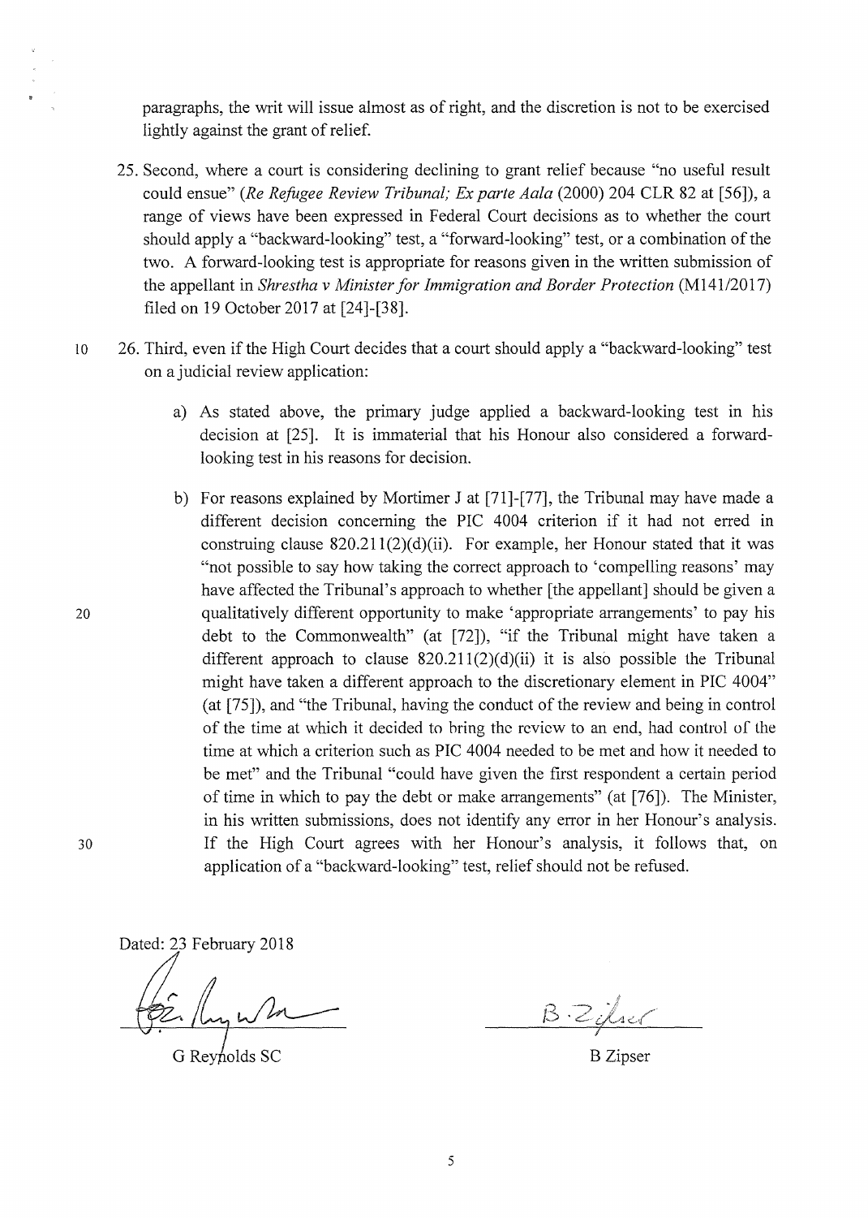paragraphs, the writ will issue almost as of right, and the discretion is not to be exercised lightly against the grant of relief.

25. Second, where a court is considering declining to grant relief because "no useful result could ensue" (*Re Refugee Review Tribunal; Ex parte Aala* (2000) 204 CLR 82 at [56]), a range of views have been expressed in Federal Court decisions as to whether the court should apply a "backward-looking" test, a "forward-looking" test, or a combination of the two. A forward-looking test is appropriate for reasons given in the written submission of the appellant in *Shrestha v Minister for Immigration and Border Protection* (M141/2017) filed on 19 October 2017 at [24]-[38].

26. Third, even if the High Court decides that a court should apply a "backward-looking" test on a judicial review application:

    a) As stated above, the primary judge applied a backward-looking test in his decision at [25]. It is immaterial that his Honour also considered a forward-looking test in his reasons for decision.

    b) For reasons explained by Mortimer J at [71]-[77], the Tribunal may have made a different decision concerning the PIC 4004 criterion if it had not erred in construing clause 820.211(2)(d)(ii). For example, her Honour stated that it was "not possible to say how taking the correct approach to 'compelling reasons' may have affected the Tribunal's approach to whether [the appellant] should be given a qualitatively different opportunity to make 'appropriate arrangements' to pay his debt to the Commonwealth" (at [72]), "if the Tribunal might have taken a different approach to clause 820.211(2)(d)(ii) it is also possible the Tribunal might have taken a different approach to the discretionary element in PIC 4004" (at [75]), and "the Tribunal, having the conduct of the review and being in control of the time at which it decided to bring the review to an end, had control of the time at which a criterion such as PIC 4004 needed to be met and how it needed to be met" and the Tribunal "could have given the first respondent a certain period of time in which to pay the debt or make arrangements" (at [76]). The Minister, in his written submissions, does not identify any error in her Honour's analysis. If the High Court agrees with her Honour's analysis, it follows that, on application of a "backward-looking" test, relief should not be refused.

Dated: 23 February 2018

G Reynolds SC

B Zipser